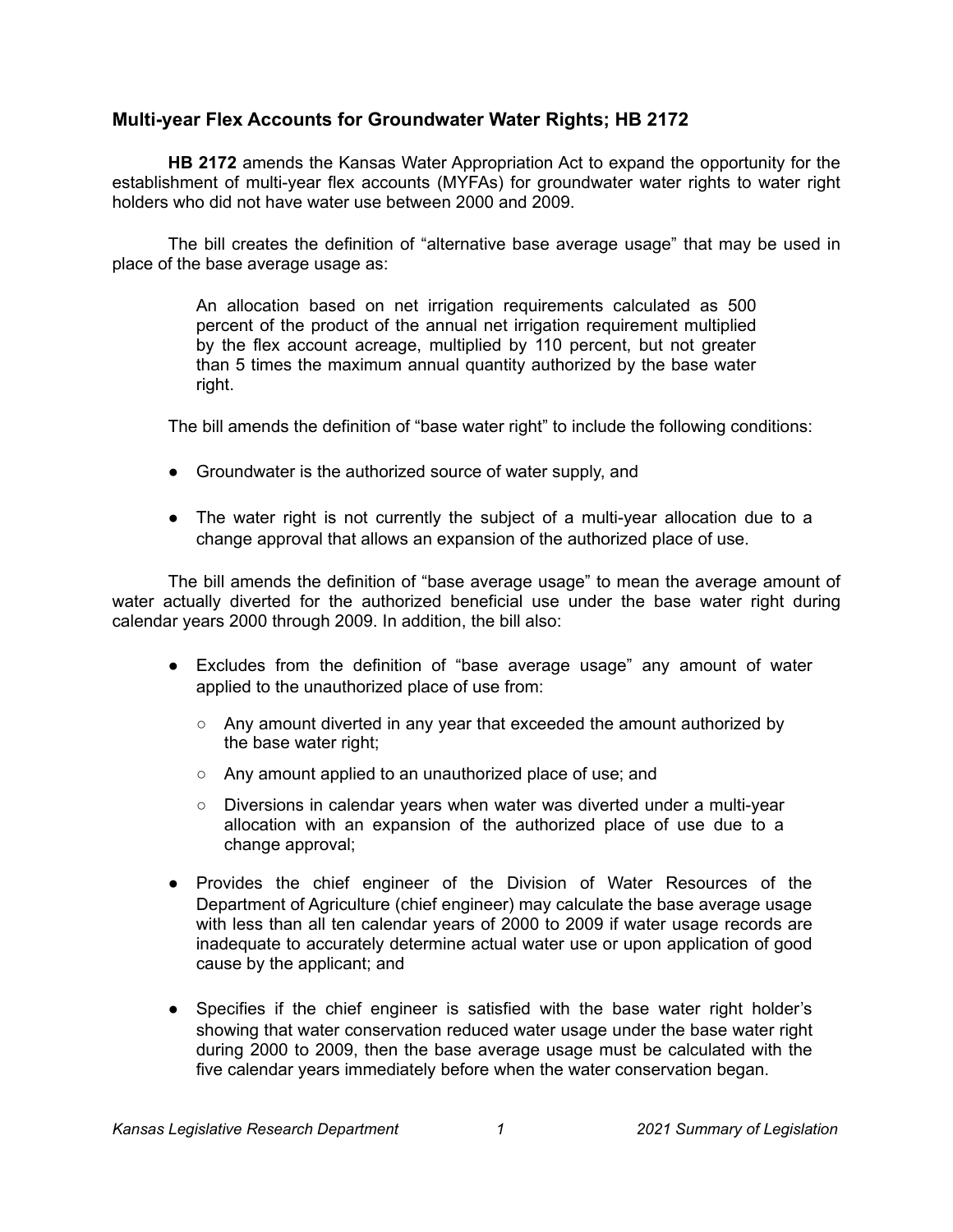## Multi-year Flex Accounts for Groundwater Water Rights; HB 2172

**HB 2172** amends the Kansas Water Appropriation Act to expand the opportunity for the establishment of multi-year flex accounts (MYFAs) for groundwater water rights to water right holders who did not have water use between 2000 and 2009.

The bill creates the definition of "alternative base average usage" that may be used in place of the base average usage as:

> An allocation based on net irrigation requirements calculated as 500 percent of the product of the annual net irrigation requirement multiplied by the flex account acreage, multiplied by 110 percent, but not greater than 5 times the maximum annual quantity authorized by the base water right.

The bill amends the definition of "base water right" to include the following conditions:

- Groundwater is the authorized source of water supply, and
- The water right is not currently the subject of a multi-year allocation due to a change approval that allows an expansion of the authorized place of use.

The bill amends the definition of "base average usage" to mean the average amount of water actually diverted for the authorized beneficial use under the base water right during calendar years 2000 through 2009. In addition, the bill also:

- Excludes from the definition of "base average usage" any amount of water applied to the unauthorized place of use from:
  - Any amount diverted in any year that exceeded the amount authorized by the base water right;
  - Any amount applied to an unauthorized place of use; and
  - Diversions in calendar years when water was diverted under a multi-year allocation with an expansion of the authorized place of use due to a change approval;
- Provides the chief engineer of the Division of Water Resources of the Department of Agriculture (chief engineer) may calculate the base average usage with less than all ten calendar years of 2000 to 2009 if water usage records are inadequate to accurately determine actual water use or upon application of good cause by the applicant; and
- Specifies if the chief engineer is satisfied with the base water right holder's showing that water conservation reduced water usage under the base water right during 2000 to 2009, then the base average usage must be calculated with the five calendar years immediately before when the water conservation began.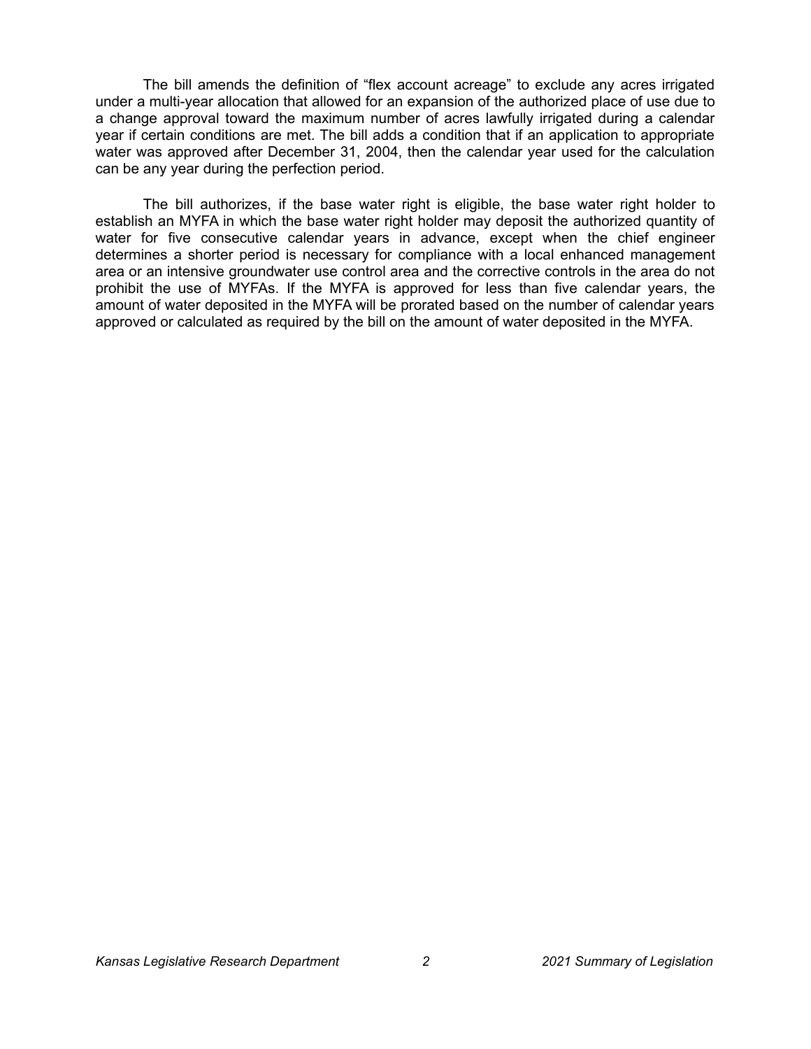The bill amends the definition of "flex account acreage" to exclude any acres irrigated under a multi-year allocation that allowed for an expansion of the authorized place of use due to a change approval toward the maximum number of acres lawfully irrigated during a calendar year if certain conditions are met. The bill adds a condition that if an application to appropriate water was approved after December 31, 2004, then the calendar year used for the calculation can be any year during the perfection period.

The bill authorizes, if the base water right is eligible, the base water right holder to establish an MYFA in which the base water right holder may deposit the authorized quantity of water for five consecutive calendar years in advance, except when the chief engineer determines a shorter period is necessary for compliance with a local enhanced management area or an intensive groundwater use control area and the corrective controls in the area do not prohibit the use of MYFAs. If the MYFA is approved for less than five calendar years, the amount of water deposited in the MYFA will be prorated based on the number of calendar years approved or calculated as required by the bill on the amount of water deposited in the MYFA.